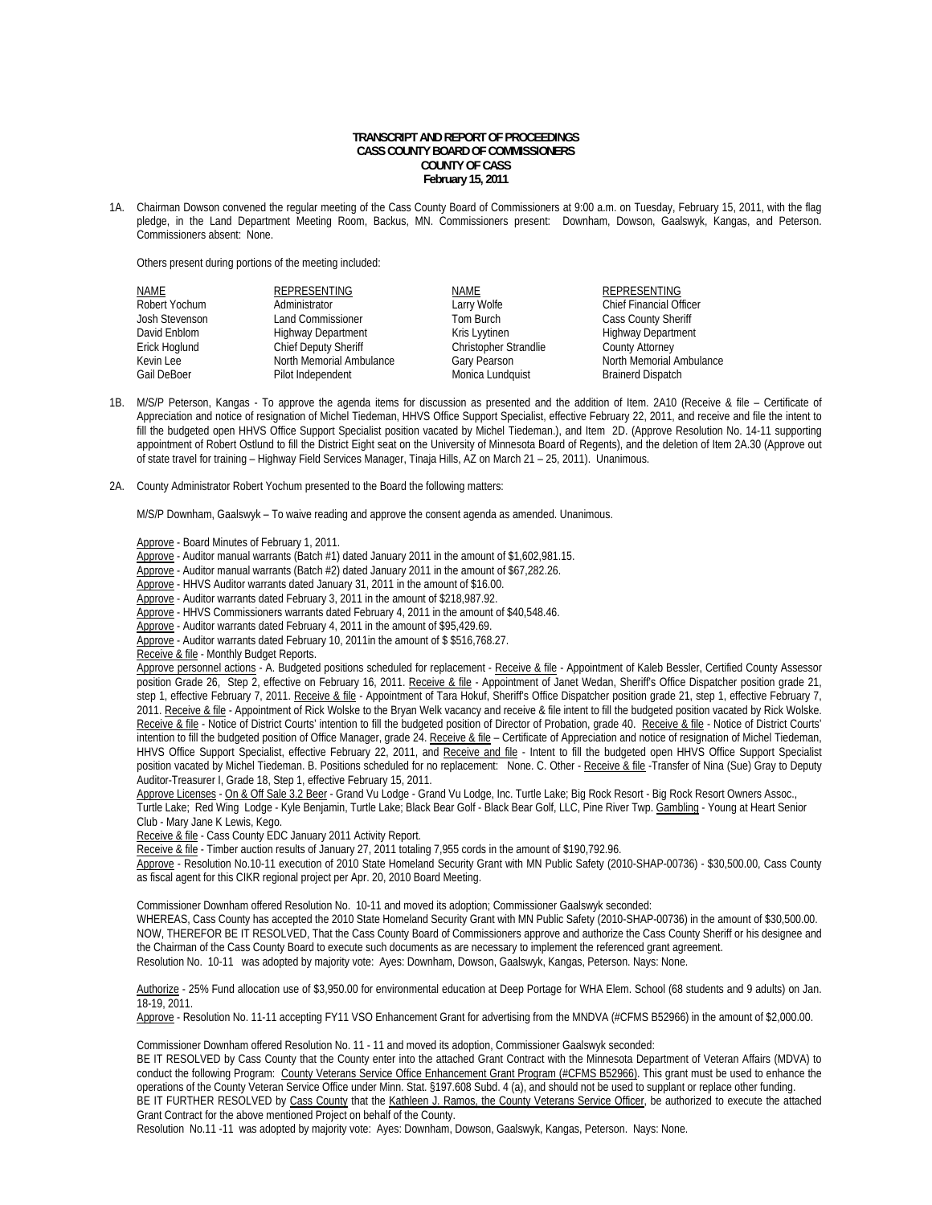**TRANSCRIPT AND REPORT OF PROCEEDINGS**
**CASS COUNTY BOARD OF COMMISSIONERS**
**COUNTY OF CASS**
**February 15, 2011**

1A. Chairman Dowson convened the regular meeting of the Cass County Board of Commissioners at 9:00 a.m. on Tuesday, February 15, 2011, with the flag pledge, in the Land Department Meeting Room, Backus, MN. Commissioners present: Downham, Dowson, Gaalswyk, Kangas, and Peterson. Commissioners absent: None.

Others present during portions of the meeting included:

| NAME | REPRESENTING | NAME | REPRESENTING |
|---|---|---|---|
| Robert Yochum | Administrator | Larry Wolfe | Chief Financial Officer |
| Josh Stevenson | Land Commissioner | Tom Burch | Cass County Sheriff |
| David Enblom | Highway Department | Kris Lyytinen | Highway Department |
| Erick Hoglund | Chief Deputy Sheriff | Christopher Strandlie | County Attorney |
| Kevin Lee | North Memorial Ambulance | Gary Pearson | North Memorial Ambulance |
| Gail DeBoer | Pilot Independent | Monica Lundquist | Brainerd Dispatch |

1B. M/S/P Peterson, Kangas - To approve the agenda items for discussion as presented and the addition of Item. 2A10 (Receive & file – Certificate of Appreciation and notice of resignation of Michel Tiedeman, HHVS Office Support Specialist, effective February 22, 2011, and receive and file the intent to fill the budgeted open HHVS Office Support Specialist position vacated by Michel Tiedeman.), and Item 2D. (Approve Resolution No. 14-11 supporting appointment of Robert Ostlund to fill the District Eight seat on the University of Minnesota Board of Regents), and the deletion of Item 2A.30 (Approve out of state travel for training – Highway Field Services Manager, Tinaja Hills, AZ on March 21 – 25, 2011). Unanimous.

2A. County Administrator Robert Yochum presented to the Board the following matters:

M/S/P Downham, Gaalswyk – To waive reading and approve the consent agenda as amended. Unanimous.

Approve - Board Minutes of February 1, 2011.
Approve - Auditor manual warrants (Batch #1) dated January 2011 in the amount of $1,602,981.15.
Approve - Auditor manual warrants (Batch #2) dated January 2011 in the amount of $67,282.26.
Approve - HHVS Auditor warrants dated January 31, 2011 in the amount of $16.00.
Approve - Auditor warrants dated February 3, 2011 in the amount of $218,987.92.
Approve - HHVS Commissioners warrants dated February 4, 2011 in the amount of $40,548.46.
Approve - Auditor warrants dated February 4, 2011 in the amount of $95,429.69.
Approve - Auditor warrants dated February 10, 2011in the amount of $ $516,768.27.
Receive & file - Monthly Budget Reports.
Approve personnel actions - A. Budgeted positions scheduled for replacement - Receive & file - Appointment of Kaleb Bessler, Certified County Assessor position Grade 26, Step 2, effective on February 16, 2011. Receive & file - Appointment of Janet Wedan, Sheriff's Office Dispatcher position grade 21, step 1, effective February 7, 2011. Receive & file - Appointment of Tara Hokuf, Sheriff's Office Dispatcher position grade 21, step 1, effective February 7, 2011. Receive & file - Appointment of Rick Wolske to the Bryan Welk vacancy and receive & file intent to fill the budgeted position vacated by Rick Wolske. Receive & file - Notice of District Courts' intention to fill the budgeted position of Director of Probation, grade 40. Receive & file - Notice of District Courts' intention to fill the budgeted position of Office Manager, grade 24. Receive & file – Certificate of Appreciation and notice of resignation of Michel Tiedeman, HHVS Office Support Specialist, effective February 22, 2011, and Receive and file - Intent to fill the budgeted open HHVS Office Support Specialist position vacated by Michel Tiedeman. B. Positions scheduled for no replacement: None. C. Other - Receive & file -Transfer of Nina (Sue) Gray to Deputy Auditor-Treasurer I, Grade 18, Step 1, effective February 15, 2011.
Approve Licenses - On & Off Sale 3.2 Beer - Grand Vu Lodge - Grand Vu Lodge, Inc. Turtle Lake; Big Rock Resort - Big Rock Resort Owners Assoc., Turtle Lake; Red Wing Lodge - Kyle Benjamin, Turtle Lake; Black Bear Golf - Black Bear Golf, LLC, Pine River Twp. Gambling - Young at Heart Senior Club - Mary Jane K Lewis, Kego.
Receive & file - Cass County EDC January 2011 Activity Report.
Receive & file - Timber auction results of January 27, 2011 totaling 7,955 cords in the amount of $190,792.96.
Approve - Resolution No.10-11 execution of 2010 State Homeland Security Grant with MN Public Safety (2010-SHAP-00736) - $30,500.00, Cass County as fiscal agent for this CIKR regional project per Apr. 20, 2010 Board Meeting.

Commissioner Downham offered Resolution No. 10-11 and moved its adoption; Commissioner Gaalswyk seconded:
WHEREAS, Cass County has accepted the 2010 State Homeland Security Grant with MN Public Safety (2010-SHAP-00736) in the amount of $30,500.00.
NOW, THEREFOR BE IT RESOLVED, That the Cass County Board of Commissioners approve and authorize the Cass County Sheriff or his designee and the Chairman of the Cass County Board to execute such documents as are necessary to implement the referenced grant agreement.
Resolution No. 10-11 was adopted by majority vote: Ayes: Downham, Dowson, Gaalswyk, Kangas, Peterson. Nays: None.

Authorize - 25% Fund allocation use of $3,950.00 for environmental education at Deep Portage for WHA Elem. School (68 students and 9 adults) on Jan. 18-19, 2011.
Approve - Resolution No. 11-11 accepting FY11 VSO Enhancement Grant for advertising from the MNDVA (#CFMS B52966) in the amount of $2,000.00.

Commissioner Downham offered Resolution No. 11 - 11 and moved its adoption, Commissioner Gaalswyk seconded:
BE IT RESOLVED by Cass County that the County enter into the attached Grant Contract with the Minnesota Department of Veteran Affairs (MDVA) to conduct the following Program: County Veterans Service Office Enhancement Grant Program (#CFMS B52966). This grant must be used to enhance the operations of the County Veteran Service Office under Minn. Stat. §197.608 Subd. 4 (a), and should not be used to supplant or replace other funding.
BE IT FURTHER RESOLVED by Cass County that the Kathleen J. Ramos, the County Veterans Service Officer, be authorized to execute the attached Grant Contract for the above mentioned Project on behalf of the County.
Resolution No.11 -11 was adopted by majority vote: Ayes: Downham, Dowson, Gaalswyk, Kangas, Peterson. Nays: None.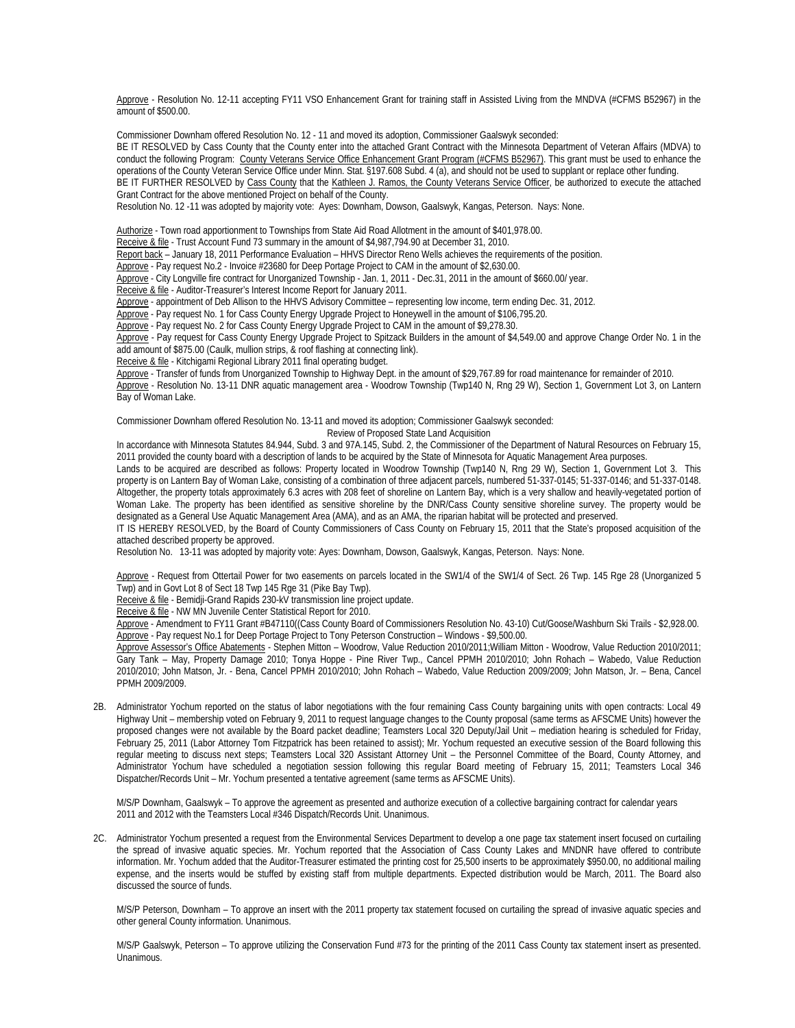Approve - Resolution No. 12-11 accepting FY11 VSO Enhancement Grant for training staff in Assisted Living from the MNDVA (#CFMS B52967) in the amount of $500.00.

Commissioner Downham offered Resolution No. 12 - 11 and moved its adoption, Commissioner Gaalswyk seconded:

BE IT RESOLVED by Cass County that the County enter into the attached Grant Contract with the Minnesota Department of Veteran Affairs (MDVA) to conduct the following Program: County Veterans Service Office Enhancement Grant Program (#CFMS B52967). This grant must be used to enhance the operations of the County Veteran Service Office under Minn. Stat. §197.608 Subd. 4 (a), and should not be used to supplant or replace other funding.

BE IT FURTHER RESOLVED by Cass County that the Kathleen J. Ramos, the County Veterans Service Officer, be authorized to execute the attached Grant Contract for the above mentioned Project on behalf of the County.

Resolution No. 12 -11 was adopted by majority vote: Ayes: Downham, Dowson, Gaalswyk, Kangas, Peterson. Nays: None.

Authorize - Town road apportionment to Townships from State Aid Road Allotment in the amount of $401,978.00.

Receive & file - Trust Account Fund 73 summary in the amount of $4,987,794.90 at December 31, 2010.

Report back – January 18, 2011 Performance Evaluation – HHVS Director Reno Wells achieves the requirements of the position.

Approve - Pay request No.2 - Invoice #23680 for Deep Portage Project to CAM in the amount of $2,630.00.

Approve - City Longville fire contract for Unorganized Township - Jan. 1, 2011 - Dec.31, 2011 in the amount of $660.00/ year.

Receive & file - Auditor-Treasurer's Interest Income Report for January 2011.

Approve - appointment of Deb Allison to the HHVS Advisory Committee – representing low income, term ending Dec. 31, 2012.

Approve - Pay request No. 1 for Cass County Energy Upgrade Project to Honeywell in the amount of $106,795.20.

Approve - Pay request No. 2 for Cass County Energy Upgrade Project to CAM in the amount of $9,278.30.

Approve - Pay request for Cass County Energy Upgrade Project to Spitzack Builders in the amount of $4,549.00 and approve Change Order No. 1 in the add amount of $875.00 (Caulk, mullion strips, & roof flashing at connecting link).

Receive & file - Kitchigami Regional Library 2011 final operating budget.

Approve - Transfer of funds from Unorganized Township to Highway Dept. in the amount of $29,767.89 for road maintenance for remainder of 2010.

Approve - Resolution No. 13-11 DNR aquatic management area - Woodrow Township (Twp140 N, Rng 29 W), Section 1, Government Lot 3, on Lantern Bay of Woman Lake.

Commissioner Downham offered Resolution No. 13-11 and moved its adoption; Commissioner Gaalswyk seconded:

Review of Proposed State Land Acquisition

In accordance with Minnesota Statutes 84.944, Subd. 3 and 97A.145, Subd. 2, the Commissioner of the Department of Natural Resources on February 15, 2011 provided the county board with a description of lands to be acquired by the State of Minnesota for Aquatic Management Area purposes.

Lands to be acquired are described as follows: Property located in Woodrow Township (Twp140 N, Rng 29 W), Section 1, Government Lot 3. This property is on Lantern Bay of Woman Lake, consisting of a combination of three adjacent parcels, numbered 51-337-0145; 51-337-0146; and 51-337-0148. Altogether, the property totals approximately 6.3 acres with 208 feet of shoreline on Lantern Bay, which is a very shallow and heavily-vegetated portion of Woman Lake. The property has been identified as sensitive shoreline by the DNR/Cass County sensitive shoreline survey. The property would be designated as a General Use Aquatic Management Area (AMA), and as an AMA, the riparian habitat will be protected and preserved.

IT IS HEREBY RESOLVED, by the Board of County Commissioners of Cass County on February 15, 2011 that the State's proposed acquisition of the attached described property be approved.

Resolution No. 13-11 was adopted by majority vote: Ayes: Downham, Dowson, Gaalswyk, Kangas, Peterson. Nays: None.

Approve - Request from Ottertail Power for two easements on parcels located in the SW1/4 of the SW1/4 of Sect. 26 Twp. 145 Rge 28 (Unorganized 5 Twp) and in Govt Lot 8 of Sect 18 Twp 145 Rge 31 (Pike Bay Twp).

Receive & file - Bemidji-Grand Rapids 230-kV transmission line project update.

Receive & file - NW MN Juvenile Center Statistical Report for 2010.

Approve - Amendment to FY11 Grant #B47110((Cass County Board of Commissioners Resolution No. 43-10) Cut/Goose/Washburn Ski Trails - $2,928.00.

Approve - Pay request No.1 for Deep Portage Project to Tony Peterson Construction – Windows - $9,500.00.

Approve Assessor's Office Abatements - Stephen Mitton – Woodrow, Value Reduction 2010/2011; William Mitton - Woodrow, Value Reduction 2010/2011; Gary Tank – May, Property Damage 2010; Tonya Hoppe - Pine River Twp., Cancel PPMH 2010/2010; John Rohach – Wabedo, Value Reduction 2010/2010; John Matson, Jr. - Bena, Cancel PPMH 2010/2010; John Rohach – Wabedo, Value Reduction 2009/2009; John Matson, Jr. – Bena, Cancel PPMH 2009/2009.

2B. Administrator Yochum reported on the status of labor negotiations with the four remaining Cass County bargaining units with open contracts: Local 49 Highway Unit – membership voted on February 9, 2011 to request language changes to the County proposal (same terms as AFSCME Units) however the proposed changes were not available by the Board packet deadline; Teamsters Local 320 Deputy/Jail Unit – mediation hearing is scheduled for Friday, February 25, 2011 (Labor Attorney Tom Fitzpatrick has been retained to assist); Mr. Yochum requested an executive session of the Board following this regular meeting to discuss next steps; Teamsters Local 320 Assistant Attorney Unit – the Personnel Committee of the Board, County Attorney, and Administrator Yochum have scheduled a negotiation session following this regular Board meeting of February 15, 2011; Teamsters Local 346 Dispatcher/Records Unit – Mr. Yochum presented a tentative agreement (same terms as AFSCME Units).

M/S/P Downham, Gaalswyk – To approve the agreement as presented and authorize execution of a collective bargaining contract for calendar years 2011 and 2012 with the Teamsters Local #346 Dispatch/Records Unit. Unanimous.

2C. Administrator Yochum presented a request from the Environmental Services Department to develop a one page tax statement insert focused on curtailing the spread of invasive aquatic species. Mr. Yochum reported that the Association of Cass County Lakes and MNDNR have offered to contribute information. Mr. Yochum added that the Auditor-Treasurer estimated the printing cost for 25,500 inserts to be approximately $950.00, no additional mailing expense, and the inserts would be stuffed by existing staff from multiple departments. Expected distribution would be March, 2011. The Board also discussed the source of funds.

M/S/P Peterson, Downham – To approve an insert with the 2011 property tax statement focused on curtailing the spread of invasive aquatic species and other general County information. Unanimous.

M/S/P Gaalswyk, Peterson – To approve utilizing the Conservation Fund #73 for the printing of the 2011 Cass County tax statement insert as presented. Unanimous.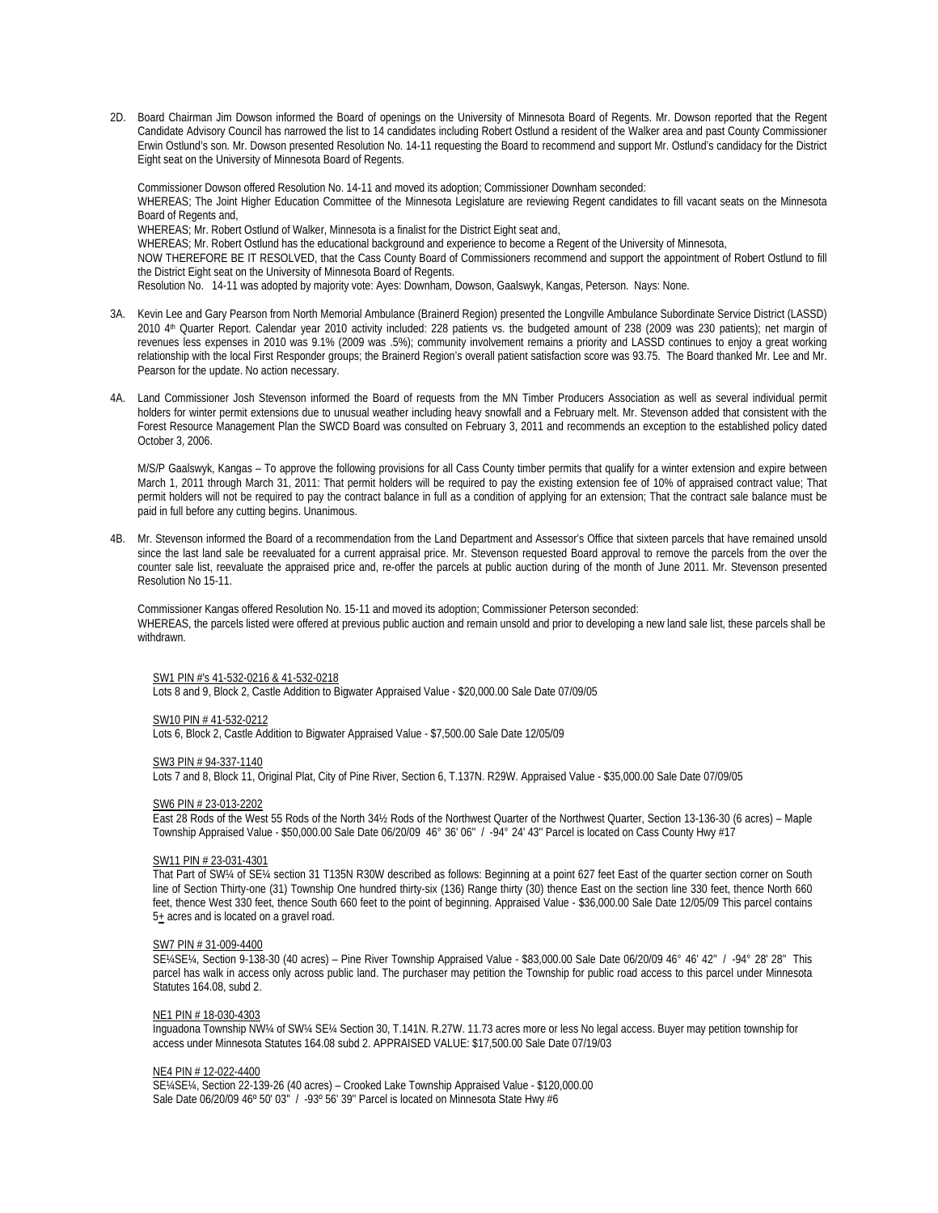2D. Board Chairman Jim Dowson informed the Board of openings on the University of Minnesota Board of Regents. Mr. Dowson reported that the Regent Candidate Advisory Council has narrowed the list to 14 candidates including Robert Ostlund a resident of the Walker area and past County Commissioner Erwin Ostlund's son. Mr. Dowson presented Resolution No. 14-11 requesting the Board to recommend and support Mr. Ostlund's candidacy for the District Eight seat on the University of Minnesota Board of Regents.

Commissioner Dowson offered Resolution No. 14-11 and moved its adoption; Commissioner Downham seconded:
WHEREAS; The Joint Higher Education Committee of the Minnesota Legislature are reviewing Regent candidates to fill vacant seats on the Minnesota Board of Regents and,
WHEREAS; Mr. Robert Ostlund of Walker, Minnesota is a finalist for the District Eight seat and,
WHEREAS; Mr. Robert Ostlund has the educational background and experience to become a Regent of the University of Minnesota,
NOW THEREFORE BE IT RESOLVED, that the Cass County Board of Commissioners recommend and support the appointment of Robert Ostlund to fill the District Eight seat on the University of Minnesota Board of Regents.
Resolution No. 14-11 was adopted by majority vote: Ayes: Downham, Dowson, Gaalswyk, Kangas, Peterson. Nays: None.

3A. Kevin Lee and Gary Pearson from North Memorial Ambulance (Brainerd Region) presented the Longville Ambulance Subordinate Service District (LASSD) 2010 4th Quarter Report. Calendar year 2010 activity included: 228 patients vs. the budgeted amount of 238 (2009 was 230 patients); net margin of revenues less expenses in 2010 was 9.1% (2009 was .5%); community involvement remains a priority and LASSD continues to enjoy a great working relationship with the local First Responder groups; the Brainerd Region's overall patient satisfaction score was 93.75. The Board thanked Mr. Lee and Mr. Pearson for the update. No action necessary.

4A. Land Commissioner Josh Stevenson informed the Board of requests from the MN Timber Producers Association as well as several individual permit holders for winter permit extensions due to unusual weather including heavy snowfall and a February melt. Mr. Stevenson added that consistent with the Forest Resource Management Plan the SWCD Board was consulted on February 3, 2011 and recommends an exception to the established policy dated October 3, 2006.

M/S/P Gaalswyk, Kangas – To approve the following provisions for all Cass County timber permits that qualify for a winter extension and expire between March 1, 2011 through March 31, 2011: That permit holders will be required to pay the existing extension fee of 10% of appraised contract value; That permit holders will not be required to pay the contract balance in full as a condition of applying for an extension; That the contract sale balance must be paid in full before any cutting begins. Unanimous.

4B. Mr. Stevenson informed the Board of a recommendation from the Land Department and Assessor's Office that sixteen parcels that have remained unsold since the last land sale be reevaluated for a current appraisal price. Mr. Stevenson requested Board approval to remove the parcels from the over the counter sale list, reevaluate the appraised price and, re-offer the parcels at public auction during of the month of June 2011. Mr. Stevenson presented Resolution No 15-11.

Commissioner Kangas offered Resolution No. 15-11 and moved its adoption; Commissioner Peterson seconded:
WHEREAS, the parcels listed were offered at previous public auction and remain unsold and prior to developing a new land sale list, these parcels shall be withdrawn.

SW1 PIN #'s 41-532-0216 & 41-532-0218
Lots 8 and 9, Block 2, Castle Addition to Bigwater Appraised Value - $20,000.00 Sale Date 07/09/05

SW10 PIN # 41-532-0212
Lots 6, Block 2, Castle Addition to Bigwater Appraised Value - $7,500.00 Sale Date 12/05/09

SW3 PIN # 94-337-1140
Lots 7 and 8, Block 11, Original Plat, City of Pine River, Section 6, T.137N. R29W. Appraised Value - $35,000.00 Sale Date 07/09/05

SW6 PIN # 23-013-2202
East 28 Rods of the West 55 Rods of the North 34½ Rods of the Northwest Quarter of the Northwest Quarter, Section 13-136-30 (6 acres) – Maple Township Appraised Value - $50,000.00 Sale Date 06/20/09 46° 36' 06" / -94° 24' 43" Parcel is located on Cass County Hwy #17

SW11 PIN # 23-031-4301
That Part of SW¼ of SE¼ section 31 T135N R30W described as follows: Beginning at a point 627 feet East of the quarter section corner on South line of Section Thirty-one (31) Township One hundred thirty-six (136) Range thirty (30) thence East on the section line 330 feet, thence North 660 feet, thence West 330 feet, thence South 660 feet to the point of beginning. Appraised Value - $36,000.00 Sale Date 12/05/09 This parcel contains 5± acres and is located on a gravel road.

SW7 PIN # 31-009-4400
SE¼SE¼, Section 9-138-30 (40 acres) – Pine River Township Appraised Value - $83,000.00 Sale Date 06/20/09 46° 46' 42" / -94° 28' 28" This parcel has walk in access only across public land. The purchaser may petition the Township for public road access to this parcel under Minnesota Statutes 164.08, subd 2.

NE1 PIN # 18-030-4303
Inguadona Township NW¼ of SW¼ SE¼ Section 30, T.141N. R.27W. 11.73 acres more or less No legal access. Buyer may petition township for access under Minnesota Statutes 164.08 subd 2. APPRAISED VALUE: $17,500.00 Sale Date 07/19/03

NE4 PIN # 12-022-4400
SE¼SE¼, Section 22-139-26 (40 acres) – Crooked Lake Township Appraised Value - $120,000.00
Sale Date 06/20/09 46º 50' 03" / -93º 56' 39" Parcel is located on Minnesota State Hwy #6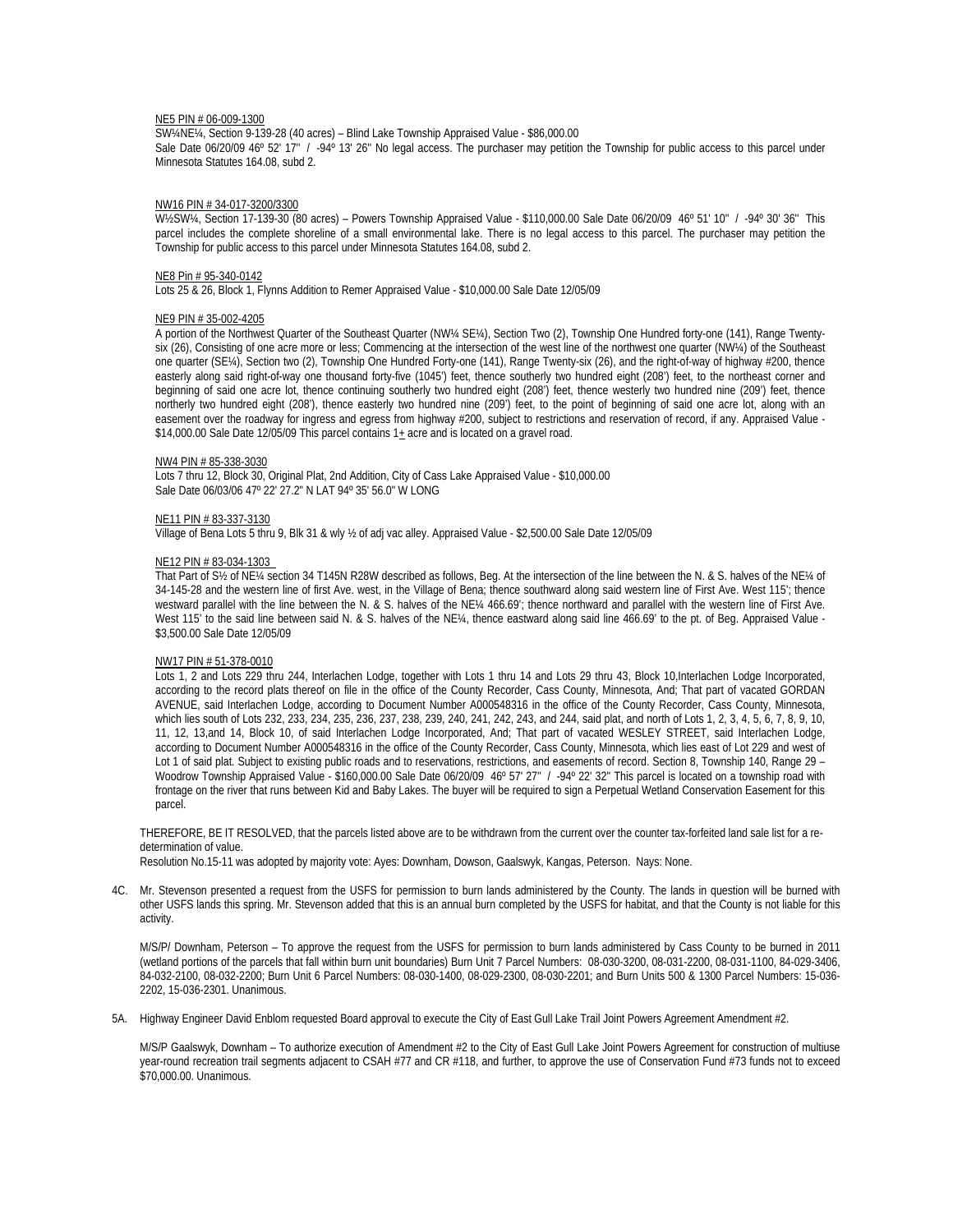NE5 PIN # 06-009-1300

SW¼NE¼, Section 9-139-28 (40 acres) – Blind Lake Township Appraised Value - $86,000.00 Sale Date 06/20/09 46º 52' 17" / -94º 13' 26" No legal access. The purchaser may petition the Township for public access to this parcel under Minnesota Statutes 164.08, subd 2.

NW16 PIN # 34-017-3200/3300

W½SW¼, Section 17-139-30 (80 acres) – Powers Township Appraised Value - $110,000.00 Sale Date 06/20/09 46º 51' 10" / -94º 30' 36" This parcel includes the complete shoreline of a small environmental lake. There is no legal access to this parcel. The purchaser may petition the Township for public access to this parcel under Minnesota Statutes 164.08, subd 2.

NE8 Pin # 95-340-0142

Lots 25 & 26, Block 1, Flynns Addition to Remer Appraised Value - $10,000.00 Sale Date 12/05/09

NE9 PIN # 35-002-4205

A portion of the Northwest Quarter of the Southeast Quarter (NW¼ SE¼), Section Two (2), Township One Hundred forty-one (141), Range Twenty-six (26), Consisting of one acre more or less; Commencing at the intersection of the west line of the northwest one quarter (NW¼) of the Southeast one quarter (SE¼), Section two (2), Township One Hundred Forty-one (141), Range Twenty-six (26), and the right-of-way of highway #200, thence easterly along said right-of-way one thousand forty-five (1045') feet, thence southerly two hundred eight (208') feet, to the northeast corner and beginning of said one acre lot, thence continuing southerly two hundred eight (208') feet, thence westerly two hundred nine (209') feet, thence northerly two hundred eight (208'), thence easterly two hundred nine (209') feet, to the point of beginning of said one acre lot, along with an easement over the roadway for ingress and egress from highway #200, subject to restrictions and reservation of record, if any. Appraised Value - $14,000.00 Sale Date 12/05/09 This parcel contains 1± acre and is located on a gravel road.

NW4 PIN # 85-338-3030

Lots 7 thru 12, Block 30, Original Plat, 2nd Addition, City of Cass Lake Appraised Value - $10,000.00 Sale Date 06/03/06 47º 22' 27.2" N LAT 94º 35' 56.0" W LONG

NE11 PIN # 83-337-3130

Village of Bena Lots 5 thru 9, Blk 31 & wly ½ of adj vac alley. Appraised Value - $2,500.00 Sale Date 12/05/09

NE12 PIN # 83-034-1303

That Part of S½ of NE¼ section 34 T145N R28W described as follows, Beg. At the intersection of the line between the N. & S. halves of the NE¼ of 34-145-28 and the western line of first Ave. west, in the Village of Bena; thence southward along said western line of First Ave. West 115'; thence westward parallel with the line between the N. & S. halves of the NE¼ 466.69'; thence northward and parallel with the western line of First Ave. West 115' to the said line between said N. & S. halves of the NE¼, thence eastward along said line 466.69' to the pt. of Beg. Appraised Value - $3,500.00 Sale Date 12/05/09

NW17 PIN # 51-378-0010

Lots 1, 2 and Lots 229 thru 244, Interlachen Lodge, together with Lots 1 thru 14 and Lots 29 thru 43, Block 10,Interlachen Lodge Incorporated, according to the record plats thereof on file in the office of the County Recorder, Cass County, Minnesota, And; That part of vacated GORDAN AVENUE, said Interlachen Lodge, according to Document Number A000548316 in the office of the County Recorder, Cass County, Minnesota, which lies south of Lots 232, 233, 234, 235, 236, 237, 238, 239, 240, 241, 242, 243, and 244, said plat, and north of Lots 1, 2, 3, 4, 5, 6, 7, 8, 9, 10, 11, 12, 13,and 14, Block 10, of said Interlachen Lodge Incorporated, And; That part of vacated WESLEY STREET, said Interlachen Lodge, according to Document Number A000548316 in the office of the County Recorder, Cass County, Minnesota, which lies east of Lot 229 and west of Lot 1 of said plat. Subject to existing public roads and to reservations, restrictions, and easements of record. Section 8, Township 140, Range 29 – Woodrow Township Appraised Value - $160,000.00 Sale Date 06/20/09 46º 57' 27" / -94º 22' 32" This parcel is located on a township road with frontage on the river that runs between Kid and Baby Lakes. The buyer will be required to sign a Perpetual Wetland Conservation Easement for this parcel.

THEREFORE, BE IT RESOLVED, that the parcels listed above are to be withdrawn from the current over the counter tax-forfeited land sale list for a re-determination of value.

Resolution No.15-11 was adopted by majority vote: Ayes: Downham, Dowson, Gaalswyk, Kangas, Peterson. Nays: None.

4C. Mr. Stevenson presented a request from the USFS for permission to burn lands administered by the County. The lands in question will be burned with other USFS lands this spring. Mr. Stevenson added that this is an annual burn completed by the USFS for habitat, and that the County is not liable for this activity.

M/S/P/ Downham, Peterson – To approve the request from the USFS for permission to burn lands administered by Cass County to be burned in 2011 (wetland portions of the parcels that fall within burn unit boundaries) Burn Unit 7 Parcel Numbers: 08-030-3200, 08-031-2200, 08-031-1100, 84-029-3406, 84-032-2100, 08-032-2200; Burn Unit 6 Parcel Numbers: 08-030-1400, 08-029-2300, 08-030-2201; and Burn Units 500 & 1300 Parcel Numbers: 15-036-2202, 15-036-2301. Unanimous.

5A. Highway Engineer David Enblom requested Board approval to execute the City of East Gull Lake Trail Joint Powers Agreement Amendment #2.

M/S/P Gaalswyk, Downham – To authorize execution of Amendment #2 to the City of East Gull Lake Joint Powers Agreement for construction of multiuse year-round recreation trail segments adjacent to CSAH #77 and CR #118, and further, to approve the use of Conservation Fund #73 funds not to exceed $70,000.00. Unanimous.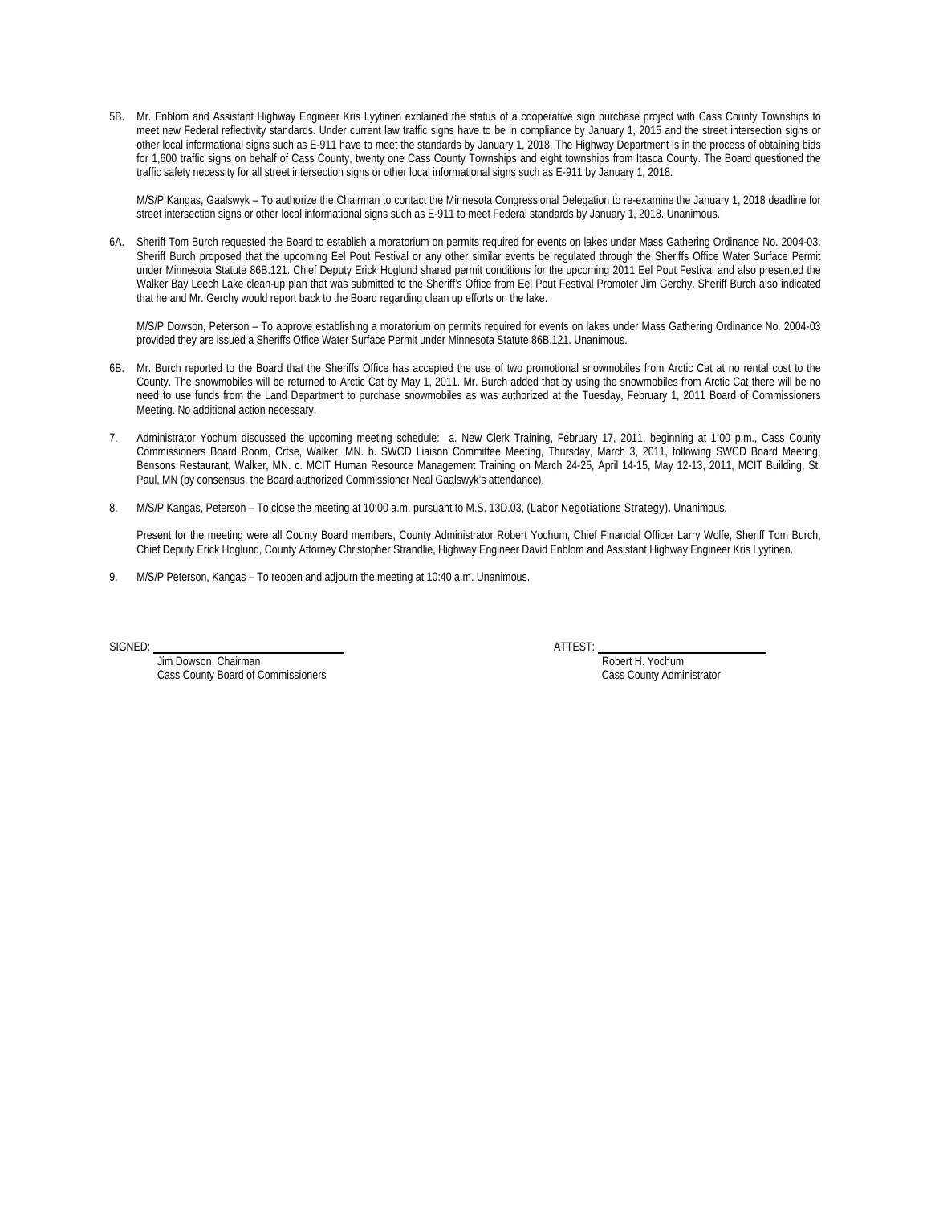5B. Mr. Enblom and Assistant Highway Engineer Kris Lyytinen explained the status of a cooperative sign purchase project with Cass County Townships to meet new Federal reflectivity standards. Under current law traffic signs have to be in compliance by January 1, 2015 and the street intersection signs or other local informational signs such as E-911 have to meet the standards by January 1, 2018. The Highway Department is in the process of obtaining bids for 1,600 traffic signs on behalf of Cass County, twenty one Cass County Townships and eight townships from Itasca County. The Board questioned the traffic safety necessity for all street intersection signs or other local informational signs such as E-911 by January 1, 2018.

M/S/P Kangas, Gaalswyk – To authorize the Chairman to contact the Minnesota Congressional Delegation to re-examine the January 1, 2018 deadline for street intersection signs or other local informational signs such as E-911 to meet Federal standards by January 1, 2018. Unanimous.

6A. Sheriff Tom Burch requested the Board to establish a moratorium on permits required for events on lakes under Mass Gathering Ordinance No. 2004-03. Sheriff Burch proposed that the upcoming Eel Pout Festival or any other similar events be regulated through the Sheriffs Office Water Surface Permit under Minnesota Statute 86B.121. Chief Deputy Erick Hoglund shared permit conditions for the upcoming 2011 Eel Pout Festival and also presented the Walker Bay Leech Lake clean-up plan that was submitted to the Sheriff's Office from Eel Pout Festival Promoter Jim Gerchy. Sheriff Burch also indicated that he and Mr. Gerchy would report back to the Board regarding clean up efforts on the lake.

M/S/P Dowson, Peterson – To approve establishing a moratorium on permits required for events on lakes under Mass Gathering Ordinance No. 2004-03 provided they are issued a Sheriffs Office Water Surface Permit under Minnesota Statute 86B.121. Unanimous.

6B. Mr. Burch reported to the Board that the Sheriffs Office has accepted the use of two promotional snowmobiles from Arctic Cat at no rental cost to the County. The snowmobiles will be returned to Arctic Cat by May 1, 2011. Mr. Burch added that by using the snowmobiles from Arctic Cat there will be no need to use funds from the Land Department to purchase snowmobiles as was authorized at the Tuesday, February 1, 2011 Board of Commissioners Meeting. No additional action necessary.

7. Administrator Yochum discussed the upcoming meeting schedule: a. New Clerk Training, February 17, 2011, beginning at 1:00 p.m., Cass County Commissioners Board Room, Crtse, Walker, MN. b. SWCD Liaison Committee Meeting, Thursday, March 3, 2011, following SWCD Board Meeting, Bensons Restaurant, Walker, MN. c. MCIT Human Resource Management Training on March 24-25, April 14-15, May 12-13, 2011, MCIT Building, St. Paul, MN (by consensus, the Board authorized Commissioner Neal Gaalswyk's attendance).

8. M/S/P Kangas, Peterson – To close the meeting at 10:00 a.m. pursuant to M.S. 13D.03, (Labor Negotiations Strategy). Unanimous.

Present for the meeting were all County Board members, County Administrator Robert Yochum, Chief Financial Officer Larry Wolfe, Sheriff Tom Burch, Chief Deputy Erick Hoglund, County Attorney Christopher Strandlie, Highway Engineer David Enblom and Assistant Highway Engineer Kris Lyytinen.

9. M/S/P Peterson, Kangas – To reopen and adjourn the meeting at 10:40 a.m. Unanimous.

SIGNED: ______________________________

Jim Dowson, Chairman
Cass County Board of Commissioners

ATTEST: ______________________________

Robert H. Yochum
Cass County Administrator